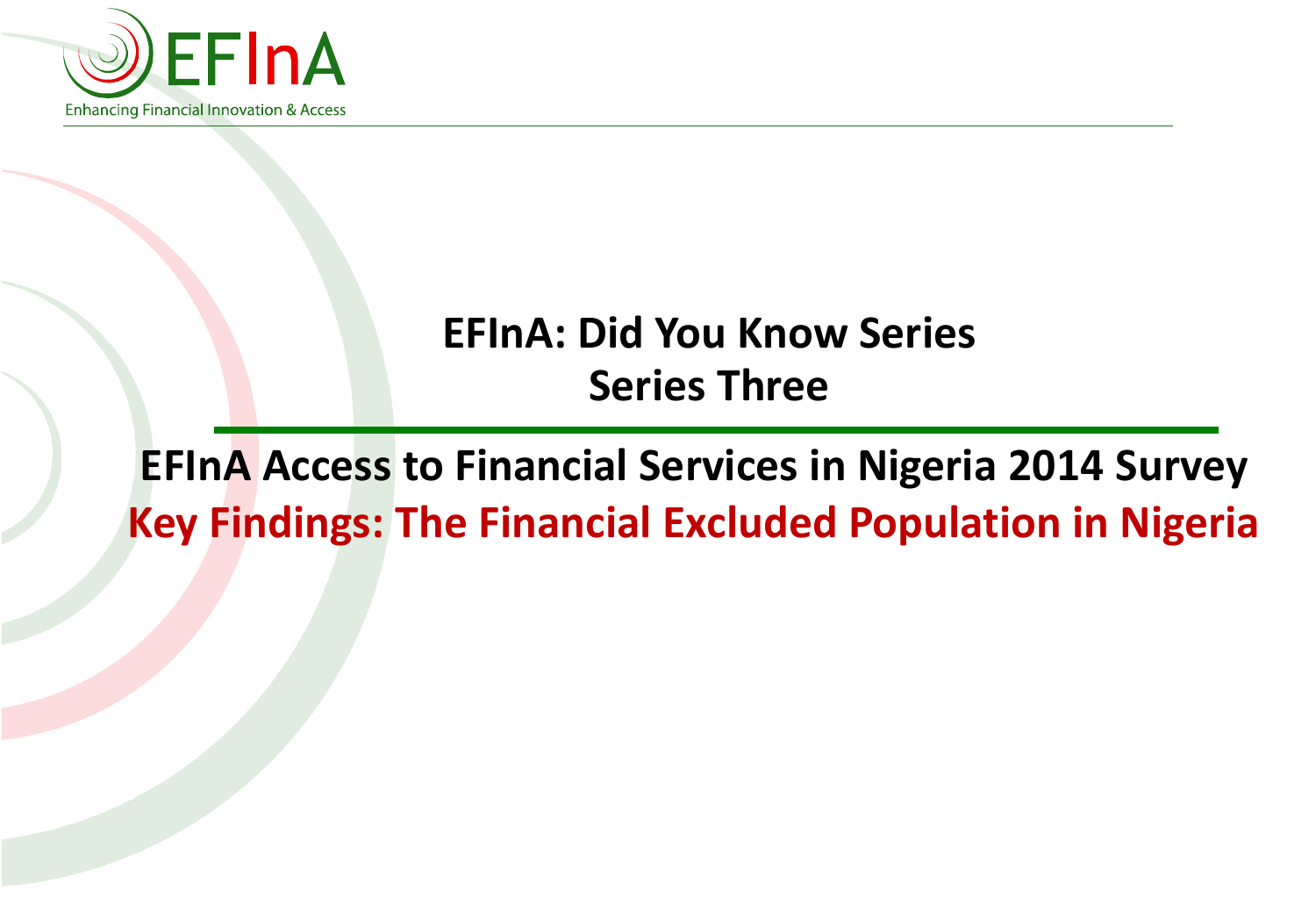EFInA

Enhancing Financial Innovation & Access

# EFInA: Did You Know Series
## Series Three

## EFInA Access to Financial Services in Nigeria 2014 Survey
## Key Findings: The Financial Excluded Population in Nigeria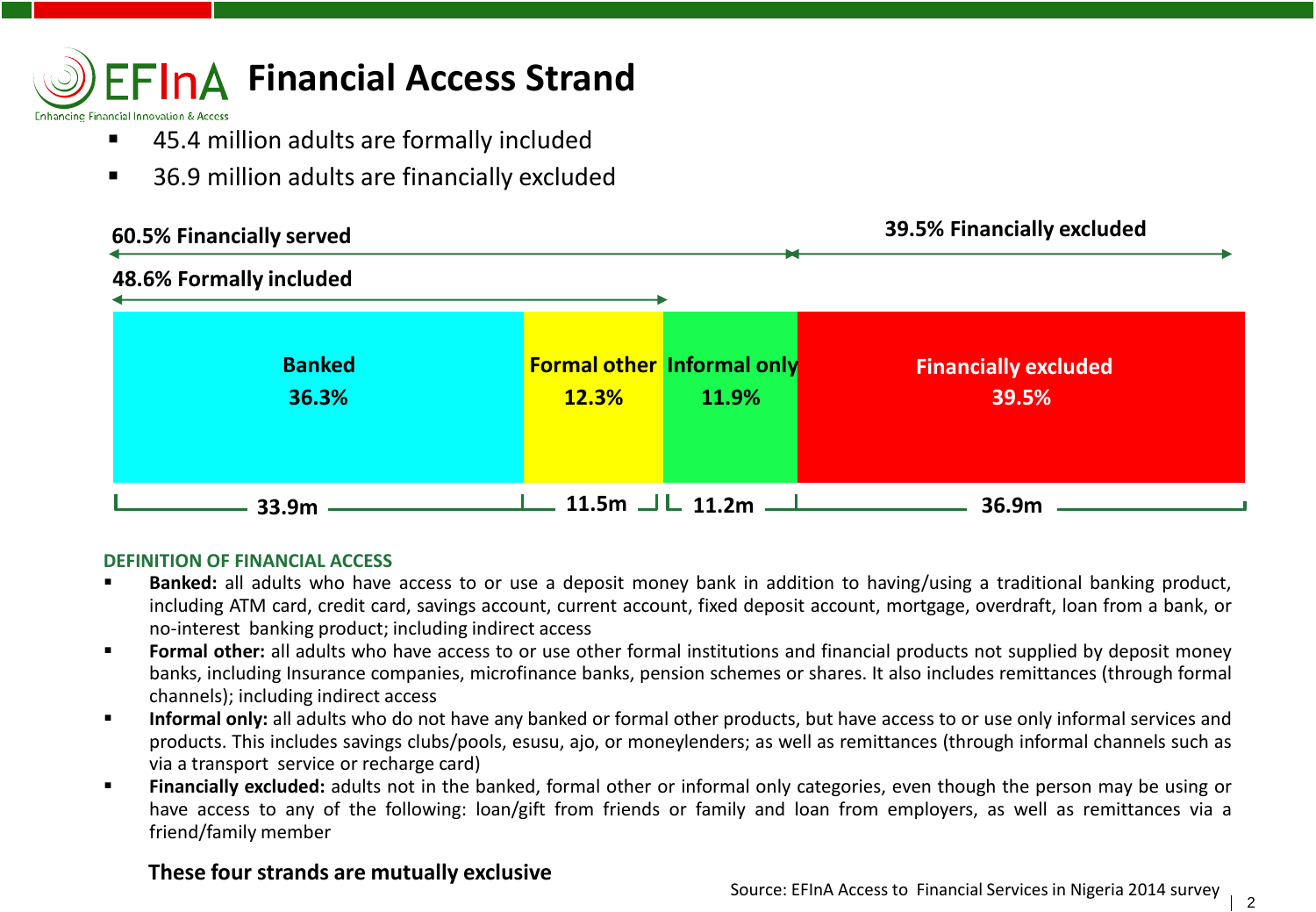# Financial Access Strand

- 45.4 million adults are formally included
- 36.9 million adults are financially excluded

60.5% Financially served

39.5% Financially excluded

48.6% Formally included

Banked 36.3%

Formal other 12.3%

Informal only 11.9%

Financially excluded 39.5%

33.9m

11.5m

11.2m

36.9m

**DEFINITION OF FINANCIAL ACCESS**

- **Banked:** all adults who have access to or use a deposit money bank in addition to having/using a traditional banking product, including ATM card, credit card, savings account, current account, fixed deposit account, mortgage, overdraft, loan from a bank, or no-interest banking product; including indirect access
- **Formal other:** all adults who have access to or use other formal institutions and financial products not supplied by deposit money banks, including Insurance companies, microfinance banks, pension schemes or shares. It also includes remittances (through formal channels); including indirect access
- **Informal only:** all adults who do not have any banked or formal other products, but have access to or use only informal services and products. This includes savings clubs/pools, esusu, ajo, or moneylenders; as well as remittances (through informal channels such as via a transport service or recharge card)
- **Financially excluded:** adults not in the banked, formal other or informal only categories, even though the person may be using or have access to any of the following: loan/gift from friends or family and loan from employers, as well as remittances via a friend/family member

**These four strands are mutually exclusive**

Source: EFInA Access to Financial Services in Nigeria 2014 survey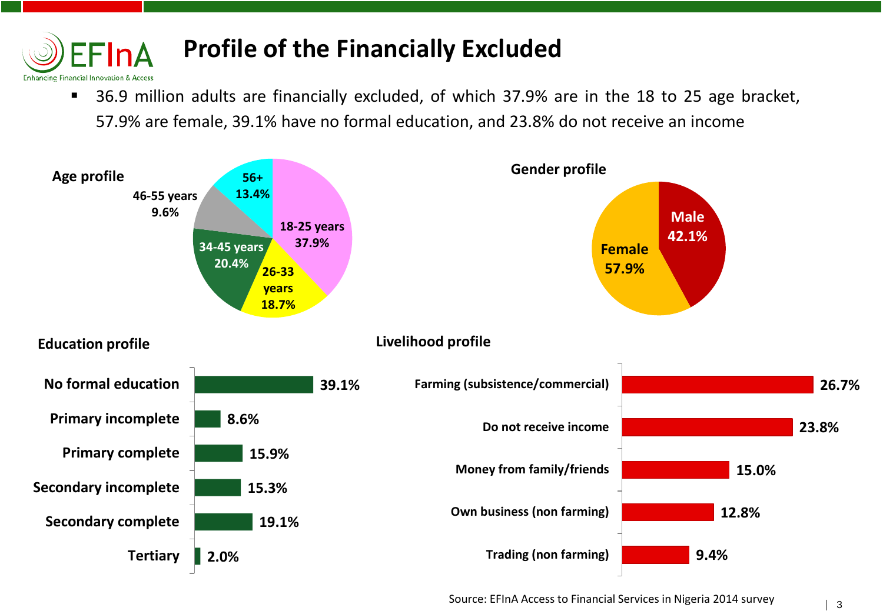# Profile of the Financially Excluded

- 36.9 million adults are financially excluded, of which 37.9% are in the 18 to 25 age bracket, 57.9% are female, 39.1% have no formal education, and 23.8% do not receive an income

**Age profile**

18-25 years 37.9%
26-33 years 18.7%
34-45 years 20.4%
46-55 years 9.6%
56+ 13.4%

**Gender profile**

Male 42.1%
Female 57.9%

**Education profile**

No formal education 39.1%
Primary incomplete 8.6%
Primary complete 15.9%
Secondary incomplete 15.3%
Secondary complete 19.1%
Tertiary 2.0%

**Livelihood profile**

Farming (subsistence/commercial) 26.7%
Do not receive income 23.8%
Money from family/friends 15.0%
Own business (non farming) 12.8%
Trading (non farming) 9.4%

Source: EFInA Access to Financial Services in Nigeria 2014 survey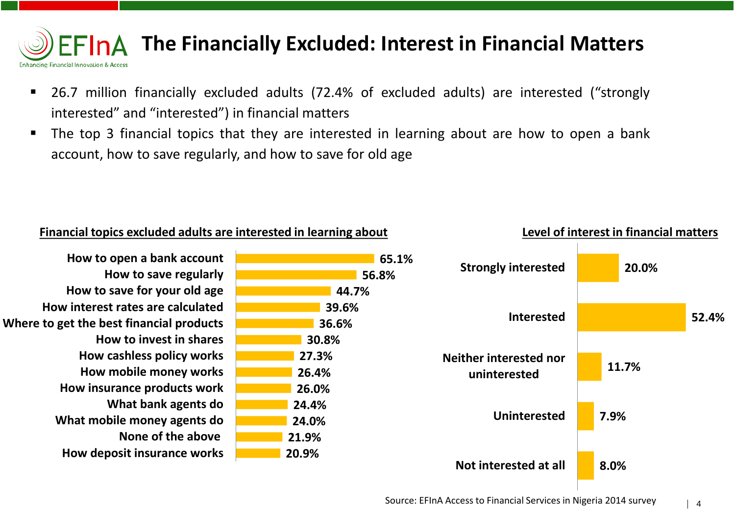# The Financially Excluded: Interest in Financial Matters

- 26.7 million financially excluded adults (72.4% of excluded adults) are interested ("strongly interested" and "interested") in financial matters
- The top 3 financial topics that they are interested in learning about are how to open a bank account, how to save regularly, and how to save for old age

**Financial topics excluded adults are interested in learning about**

How to open a bank account 65.1%
How to save regularly 56.8%
How to save for your old age 44.7%
How interest rates are calculated 39.6%
Where to get the best financial products 36.6%
How to invest in shares 30.8%
How cashless policy works 27.3%
How mobile money works 26.4%
How insurance products work 26.0%
What bank agents do 24.4%
What mobile money agents do 24.0%
None of the above 21.9%
How deposit insurance works 20.9%

**Level of interest in financial matters**

Strongly interested 20.0%
Interested 52.4%
Neither interested nor uninterested 11.7%
Uninterested 7.9%
Not interested at all 8.0%

Source: EFInA Access to Financial Services in Nigeria 2014 survey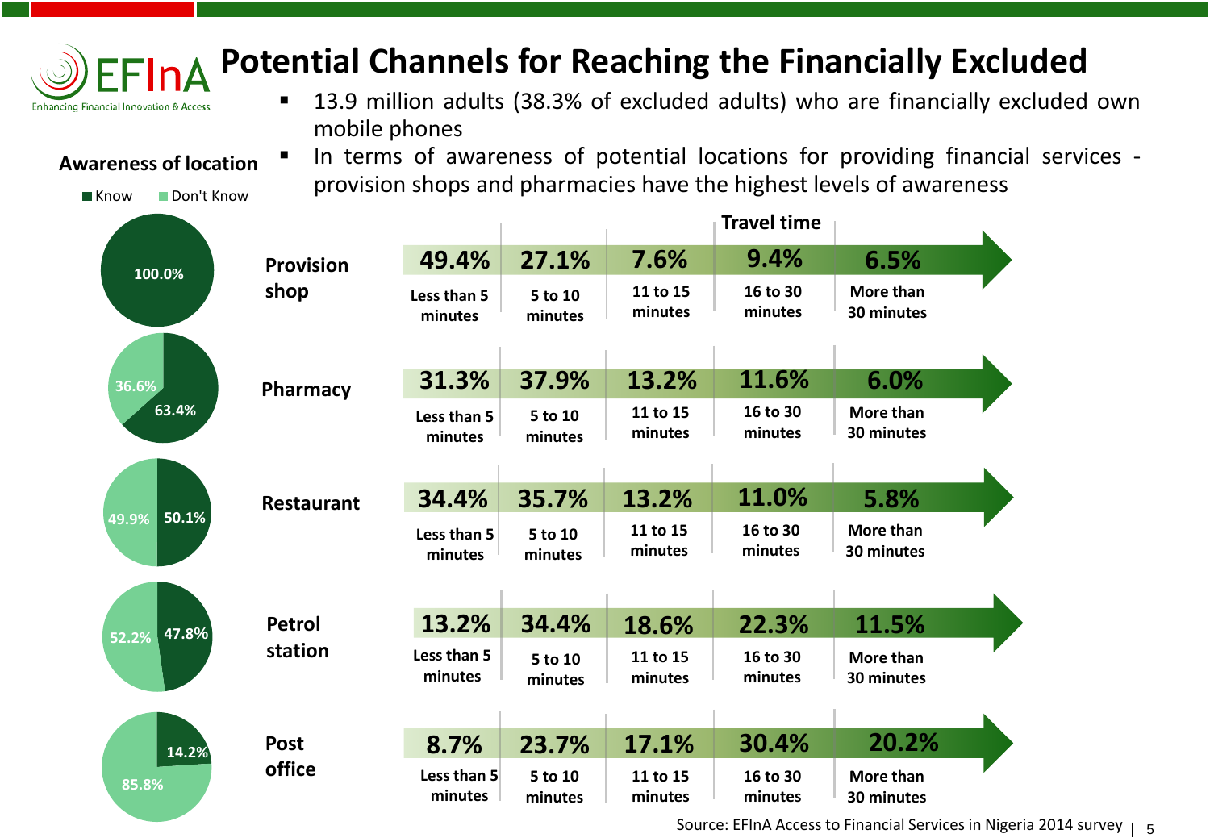# Potential Channels for Reaching the Financially Excluded

- 13.9 million adults (38.3% of excluded adults) who are financially excluded own mobile phones
- In terms of awareness of potential locations for providing financial services - provision shops and pharmacies have the highest levels of awareness

**Awareness of location**

| Location | Know | Don't Know |
|---|---|---|
| Provision shop | 100.0% | |
| Pharmacy | 63.4% | 36.6% |
| Restaurant | 50.1% | 49.9% |
| Petrol station | 47.8% | 52.2% |
| Post office | 14.2% | 85.8% |

**Travel time**

| Location | Less than 5 minutes | 5 to 10 minutes | 11 to 15 minutes | 16 to 30 minutes | More than 30 minutes |
|---|---|---|---|---|---|
| Provision shop | 49.4% | 27.1% | 7.6% | 9.4% | 6.5% |
| Pharmacy | 31.3% | 37.9% | 13.2% | 11.6% | 6.0% |
| Restaurant | 34.4% | 35.7% | 13.2% | 11.0% | 5.8% |
| Petrol station | 13.2% | 34.4% | 18.6% | 22.3% | 11.5% |
| Post office | 8.7% | 23.7% | 17.1% | 30.4% | 20.2% |

Source: EFInA Access to Financial Services in Nigeria 2014 survey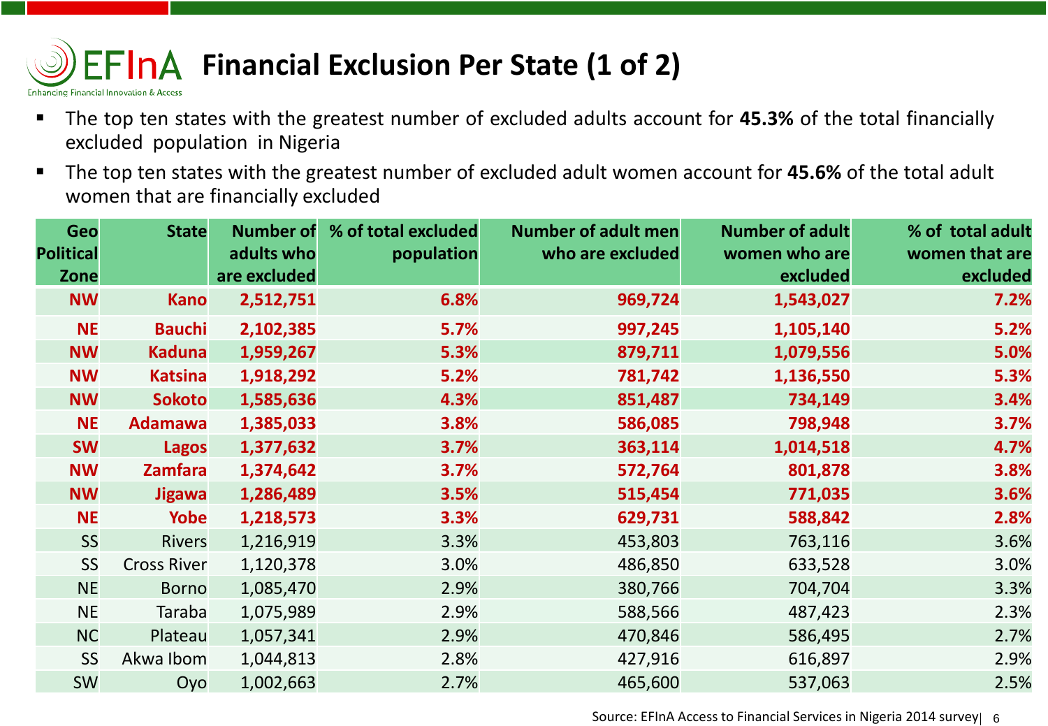# Financial Exclusion Per State (1 of 2)

- The top ten states with the greatest number of excluded adults account for **45.3%** of the total financially excluded population in Nigeria
- The top ten states with the greatest number of excluded adult women account for **45.6%** of the total adult women that are financially excluded

| Geo Political Zone | State | Number of adults who are excluded | % of total excluded population | Number of adult men who are excluded | Number of adult women who are excluded | % of total adult women that are excluded |
|---|---|---|---|---|---|---|
| **NW** | **Kano** | **2,512,751** | **6.8%** | **969,724** | **1,543,027** | **7.2%** |
| **NE** | **Bauchi** | **2,102,385** | **5.7%** | **997,245** | **1,105,140** | **5.2%** |
| **NW** | **Kaduna** | **1,959,267** | **5.3%** | **879,711** | **1,079,556** | **5.0%** |
| **NW** | **Katsina** | **1,918,292** | **5.2%** | **781,742** | **1,136,550** | **5.3%** |
| **NW** | **Sokoto** | **1,585,636** | **4.3%** | **851,487** | **734,149** | **3.4%** |
| **NE** | **Adamawa** | **1,385,033** | **3.8%** | **586,085** | **798,948** | **3.7%** |
| **SW** | **Lagos** | **1,377,632** | **3.7%** | **363,114** | **1,014,518** | **4.7%** |
| **NW** | **Zamfara** | **1,374,642** | **3.7%** | **572,764** | **801,878** | **3.8%** |
| **NW** | **Jigawa** | **1,286,489** | **3.5%** | **515,454** | **771,035** | **3.6%** |
| **NE** | **Yobe** | **1,218,573** | **3.3%** | **629,731** | **588,842** | **2.8%** |
| SS | Rivers | 1,216,919 | 3.3% | 453,803 | 763,116 | 3.6% |
| SS | Cross River | 1,120,378 | 3.0% | 486,850 | 633,528 | 3.0% |
| NE | Borno | 1,085,470 | 2.9% | 380,766 | 704,704 | 3.3% |
| NE | Taraba | 1,075,989 | 2.9% | 588,566 | 487,423 | 2.3% |
| NC | Plateau | 1,057,341 | 2.9% | 470,846 | 586,495 | 2.7% |
| SS | Akwa Ibom | 1,044,813 | 2.8% | 427,916 | 616,897 | 2.9% |
| SW | Oyo | 1,002,663 | 2.7% | 465,600 | 537,063 | 2.5% |

Source: EFInA Access to Financial Services in Nigeria 2014 survey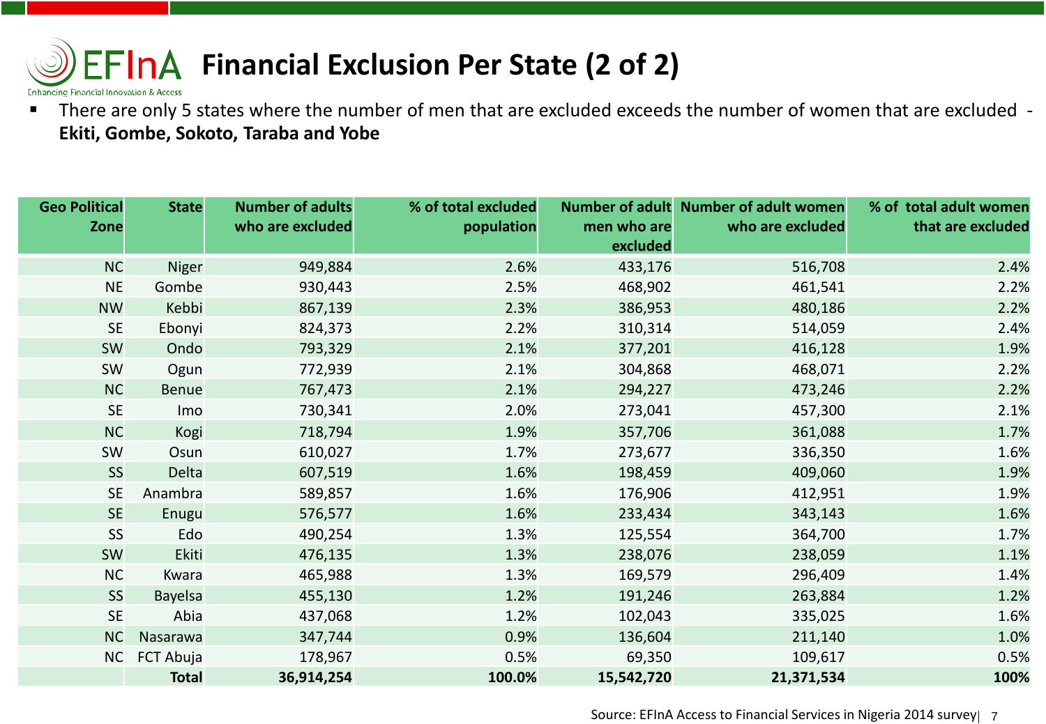# Financial Exclusion Per State (2 of 2)

- There are only 5 states where the number of men that are excluded exceeds the number of women that are excluded - **Ekiti, Gombe, Sokoto, Taraba and Yobe**

| Geo Political Zone | State | Number of adults who are excluded | % of total excluded population | Number of adult men who are excluded | Number of adult women who are excluded | % of total adult women that are excluded |
|---|---|---|---|---|---|---|
| NC | Niger | 949,884 | 2.6% | 433,176 | 516,708 | 2.4% |
| NE | Gombe | 930,443 | 2.5% | 468,902 | 461,541 | 2.2% |
| NW | Kebbi | 867,139 | 2.3% | 386,953 | 480,186 | 2.2% |
| SE | Ebonyi | 824,373 | 2.2% | 310,314 | 514,059 | 2.4% |
| SW | Ondo | 793,329 | 2.1% | 377,201 | 416,128 | 1.9% |
| SW | Ogun | 772,939 | 2.1% | 304,868 | 468,071 | 2.2% |
| NC | Benue | 767,473 | 2.1% | 294,227 | 473,246 | 2.2% |
| SE | Imo | 730,341 | 2.0% | 273,041 | 457,300 | 2.1% |
| NC | Kogi | 718,794 | 1.9% | 357,706 | 361,088 | 1.7% |
| SW | Osun | 610,027 | 1.7% | 273,677 | 336,350 | 1.6% |
| SS | Delta | 607,519 | 1.6% | 198,459 | 409,060 | 1.9% |
| SE | Anambra | 589,857 | 1.6% | 176,906 | 412,951 | 1.9% |
| SE | Enugu | 576,577 | 1.6% | 233,434 | 343,143 | 1.6% |
| SS | Edo | 490,254 | 1.3% | 125,554 | 364,700 | 1.7% |
| SW | Ekiti | 476,135 | 1.3% | 238,076 | 238,059 | 1.1% |
| NC | Kwara | 465,988 | 1.3% | 169,579 | 296,409 | 1.4% |
| SS | Bayelsa | 455,130 | 1.2% | 191,246 | 263,884 | 1.2% |
| SE | Abia | 437,068 | 1.2% | 102,043 | 335,025 | 1.6% |
| NC | Nasarawa | 347,744 | 0.9% | 136,604 | 211,140 | 1.0% |
| NC | FCT Abuja | 178,967 | 0.5% | 69,350 | 109,617 | 0.5% |
| | **Total** | **36,914,254** | **100.0%** | **15,542,720** | **21,371,534** | **100%** |

Source: EFInA Access to Financial Services in Nigeria 2014 survey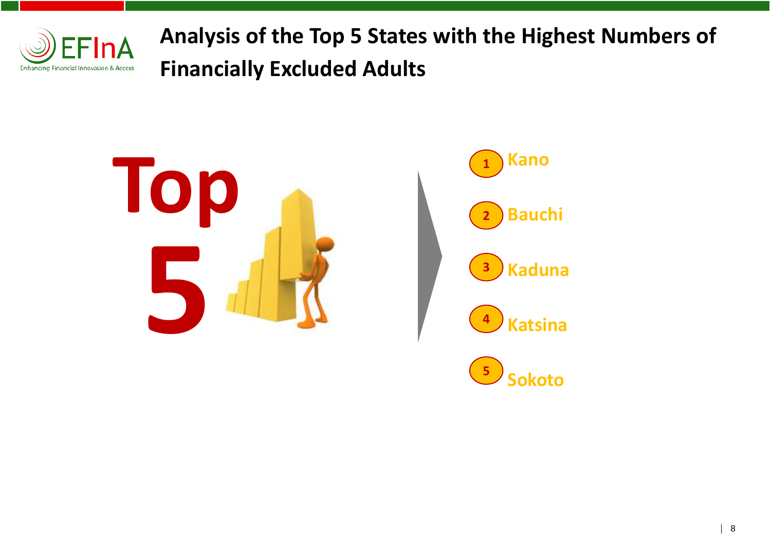# Analysis of the Top 5 States with the Highest Numbers of Financially Excluded Adults

**Top 5**

1. Kano
2. Bauchi
3. Kaduna
4. Katsina
5. Sokoto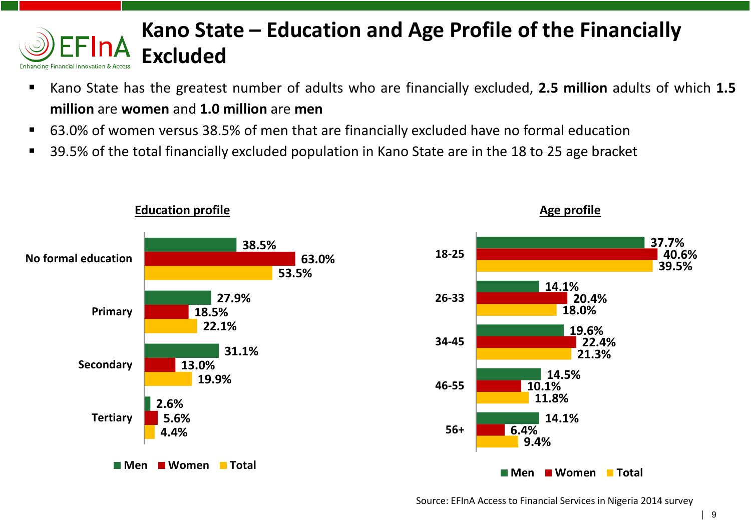# Kano State – Education and Age Profile of the Financially Excluded

- Kano State has the greatest number of adults who are financially excluded, **2.5 million** adults of which **1.5 million** are **women** and **1.0 million** are **men**
- 63.0% of women versus 38.5% of men that are financially excluded have no formal education
- 39.5% of the total financially excluded population in Kano State are in the 18 to 25 age bracket

**Education profile**

No formal education
38.5%
63.0%
53.5%

Primary
27.9%
18.5%
22.1%

Secondary
31.1%
13.0%
19.9%

Tertiary
2.6%
5.6%
4.4%

Men Women Total

**Age profile**

18-25
37.7%
40.6%
39.5%

26-33
14.1%
20.4%
18.0%

34-45
19.6%
22.4%
21.3%

46-55
14.5%
10.1%
11.8%

56+
14.1%
6.4%
9.4%

Men Women Total

Source: EFInA Access to Financial Services in Nigeria 2014 survey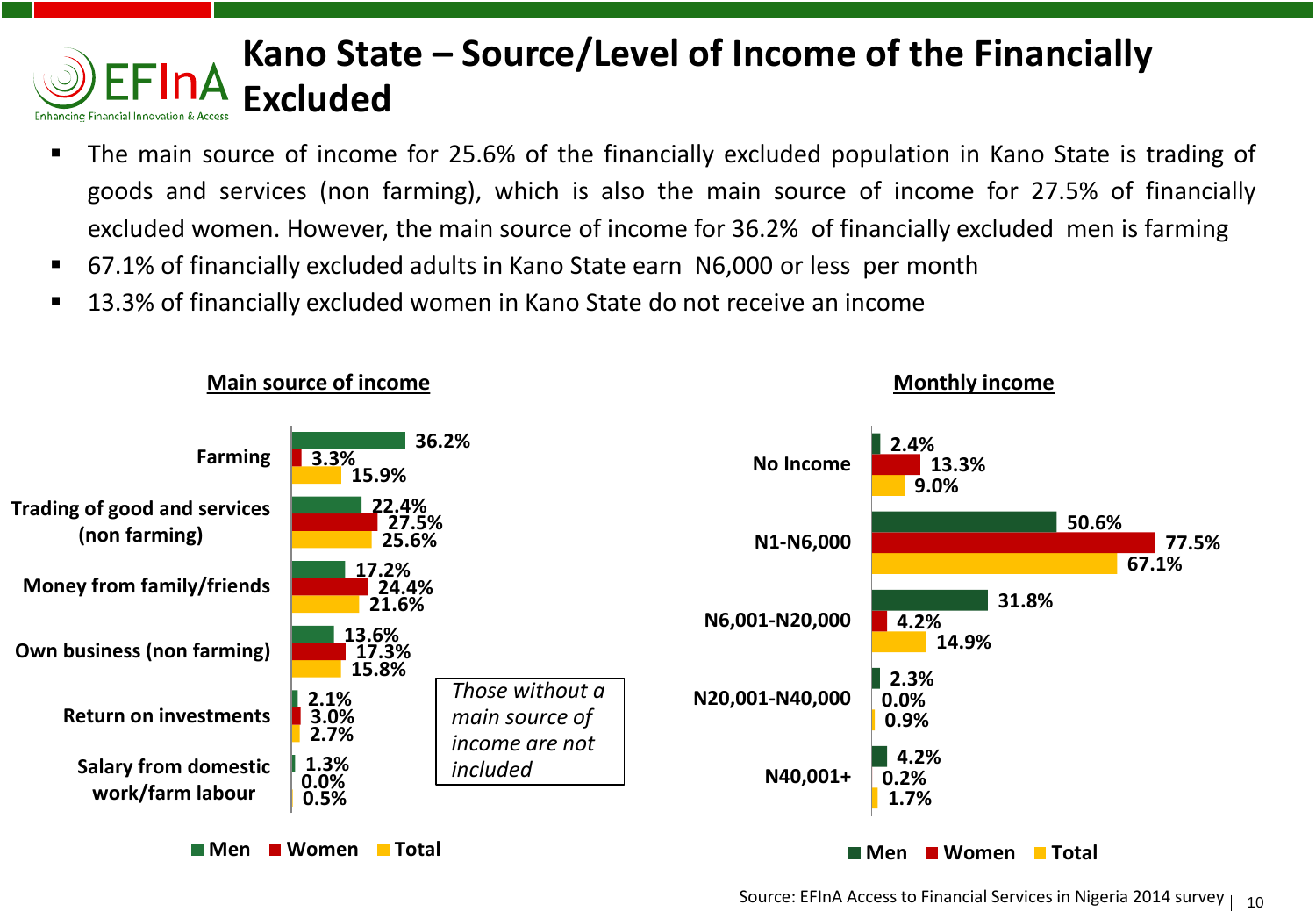# Kano State – Source/Level of Income of the Financially Excluded

- The main source of income for 25.6% of the financially excluded population in Kano State is trading of goods and services (non farming), which is also the main source of income for 27.5% of financially excluded women. However, the main source of income for 36.2% of financially excluded men is farming
- 67.1% of financially excluded adults in Kano State earn N6,000 or less per month
- 13.3% of financially excluded women in Kano State do not receive an income

**Main source of income**

Farming
36.2%
3.3%
15.9%

Trading of good and services (non farming)
22.4%
27.5%
25.6%

Money from family/friends
17.2%
24.4%
21.6%

Own business (non farming)
13.6%
17.3%
15.8%

Return on investments
2.1%
3.0%
2.7%

Salary from domestic work/farm labour
1.3%
0.0%
0.5%

*Those without a main source of income are not included*

Men Women Total

**Monthly income**

No Income
2.4%
13.3%
9.0%

N1-N6,000
50.6%
77.5%
67.1%

N6,001-N20,000
31.8%
4.2%
14.9%

N20,001-N40,000
2.3%
0.0%
0.9%

N40,001+
4.2%
0.2%
1.7%

Men Women Total

Source: EFInA Access to Financial Services in Nigeria 2014 survey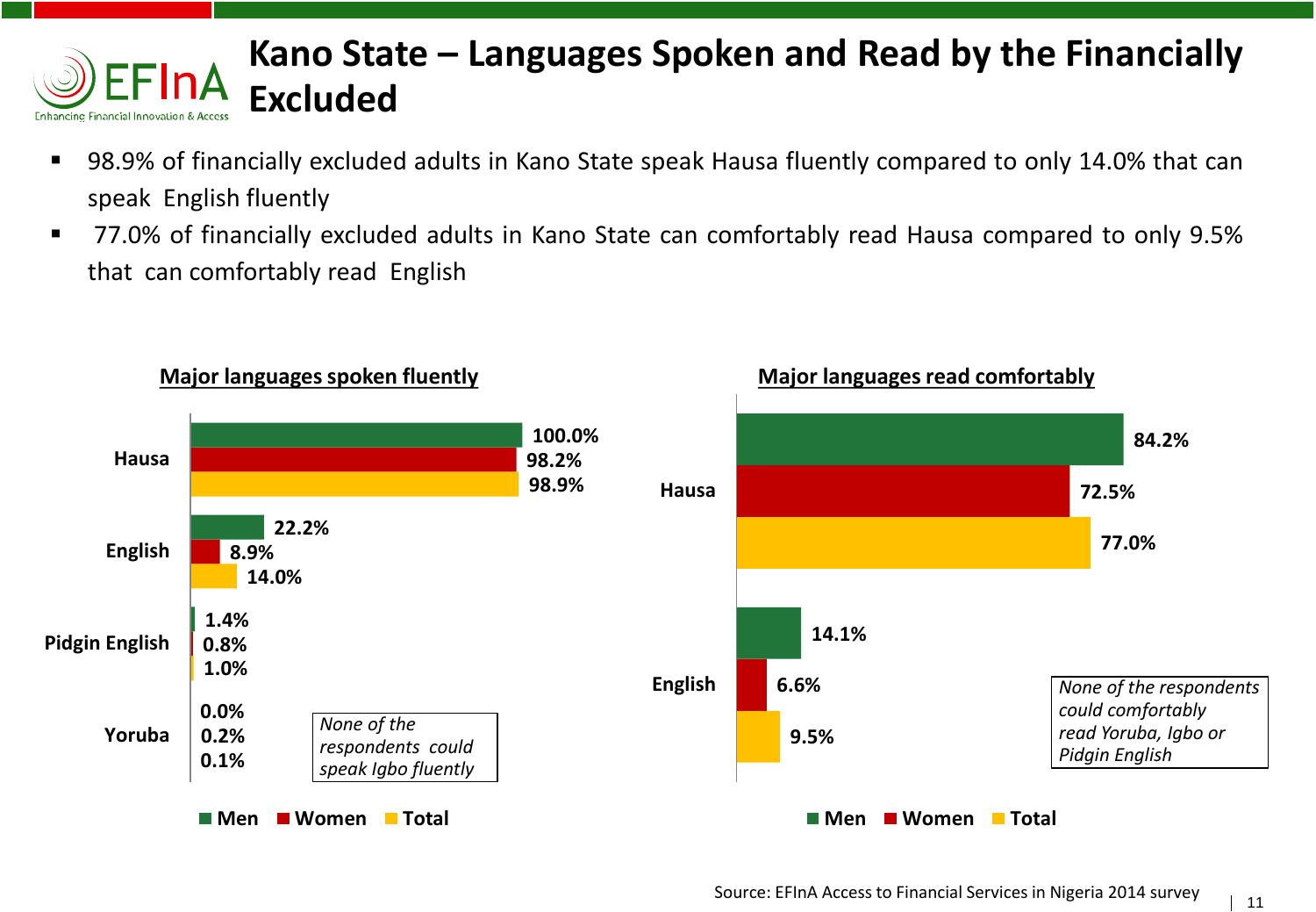# Kano State – Languages Spoken and Read by the Financially Excluded

- 98.9% of financially excluded adults in Kano State speak Hausa fluently compared to only 14.0% that can speak English fluently
- 77.0% of financially excluded adults in Kano State can comfortably read Hausa compared to only 9.5% that can comfortably read English

**Major languages spoken fluently**

Hausa: 100.0%, 98.2%, 98.9%

English: 22.2%, 8.9%, 14.0%

Pidgin English: 1.4%, 0.8%, 1.0%

Yoruba: 0.0%, 0.2%, 0.1%

*None of the respondents could speak Igbo fluently*

Men, Women, Total

**Major languages read comfortably**

Hausa: 84.2%, 72.5%, 77.0%

English: 14.1%, 6.6%, 9.5%

*None of the respondents could comfortably read Yoruba, Igbo or Pidgin English*

Men, Women, Total

Source: EFInA Access to Financial Services in Nigeria 2014 survey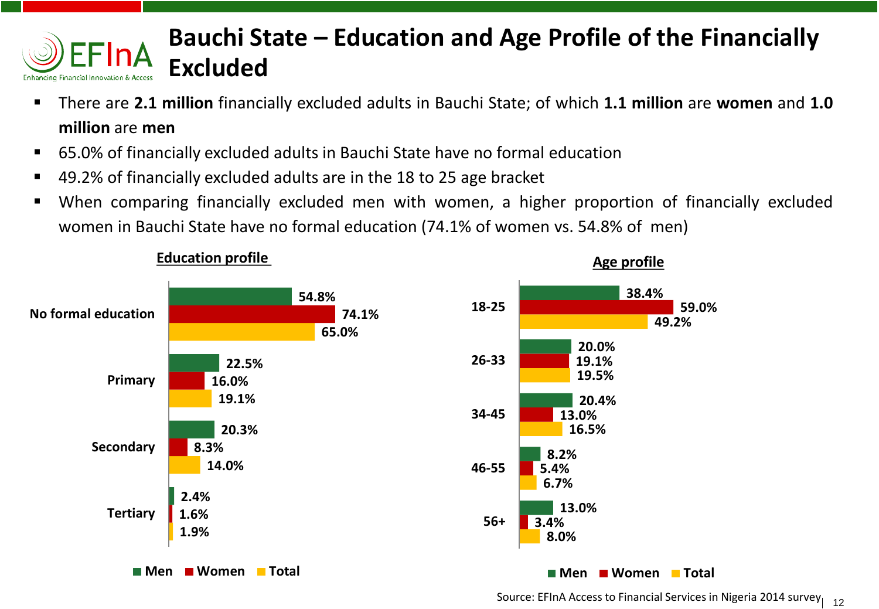# Bauchi State – Education and Age Profile of the Financially Excluded

- There are **2.1 million** financially excluded adults in Bauchi State; of which **1.1 million** are **women** and **1.0 million** are **men**
- 65.0% of financially excluded adults in Bauchi State have no formal education
- 49.2% of financially excluded adults are in the 18 to 25 age bracket
- When comparing financially excluded men with women, a higher proportion of financially excluded women in Bauchi State have no formal education (74.1% of women vs. 54.8% of men)

**Education profile**

No formal education
54.8%
74.1%
65.0%

Primary
22.5%
16.0%
19.1%

Secondary
20.3%
8.3%
14.0%

Tertiary
2.4%
1.6%
1.9%

Men Women Total

**Age profile**

18-25
38.4%
59.0%
49.2%

26-33
20.0%
19.1%
19.5%

34-45
20.4%
13.0%
16.5%

46-55
8.2%
5.4%
6.7%

56+
13.0%
3.4%
8.0%

Men Women Total

Source: EFInA Access to Financial Services in Nigeria 2014 survey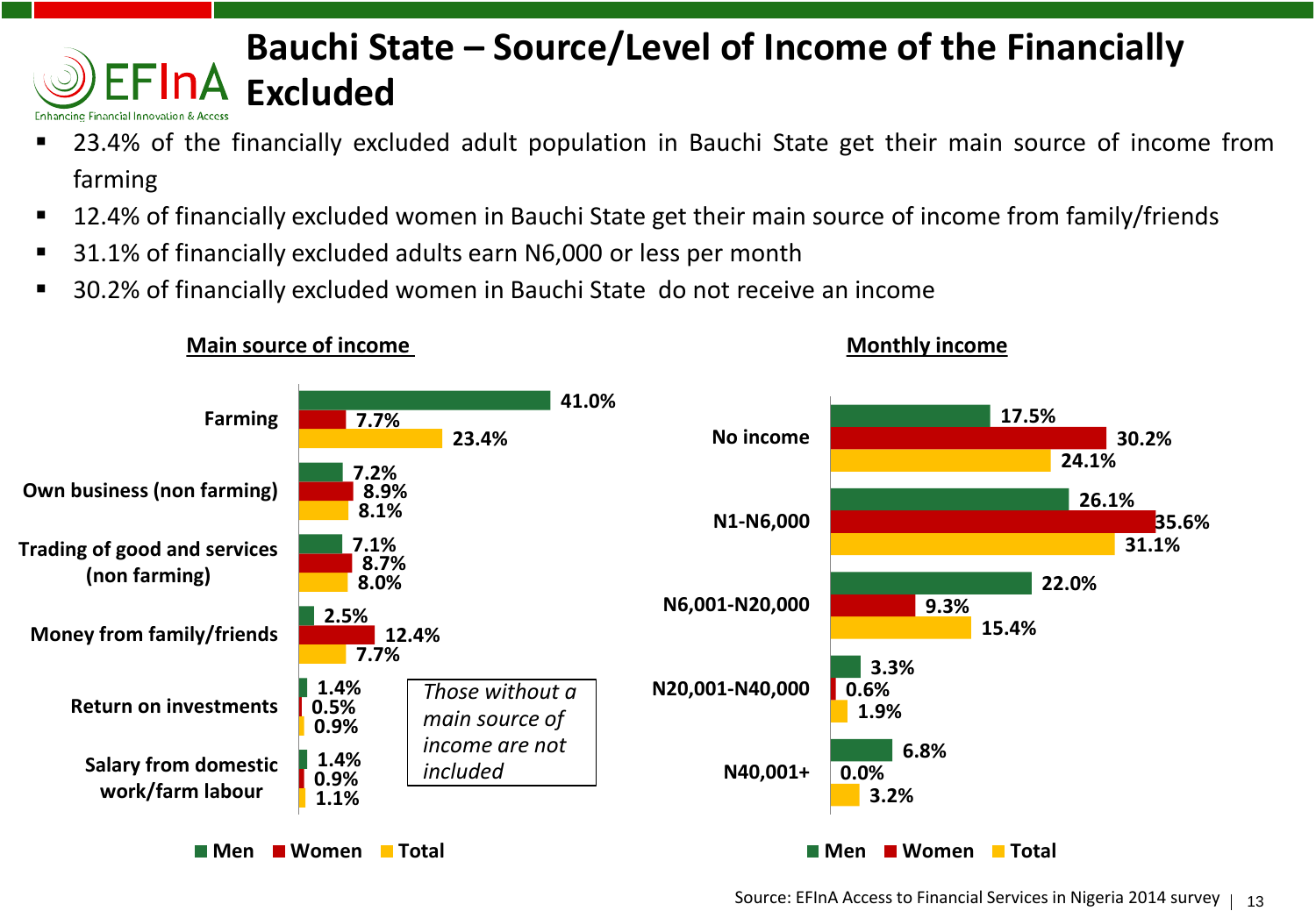# Bauchi State – Source/Level of Income of the Financially Excluded

- 23.4% of the financially excluded adult population in Bauchi State get their main source of income from farming
- 12.4% of financially excluded women in Bauchi State get their main source of income from family/friends
- 31.1% of financially excluded adults earn N6,000 or less per month
- 30.2% of financially excluded women in Bauchi State do not receive an income

**Main source of income**

Farming: 41.0%, 7.7%, 23.4%
Own business (non farming): 7.2%, 8.9%, 8.1%
Trading of good and services (non farming): 7.1%, 8.7%, 8.0%
Money from family/friends: 2.5%, 12.4%, 7.7%
Return on investments: 1.4%, 0.5%, 0.9%
Salary from domestic work/farm labour: 1.4%, 0.9%, 1.1%

*Those without a main source of income are not included*

Men | Women | Total

**Monthly income**

No income: 17.5%, 30.2%, 24.1%
N1-N6,000: 26.1%, 35.6%, 31.1%
N6,001-N20,000: 22.0%, 9.3%, 15.4%
N20,001-N40,000: 3.3%, 0.6%, 1.9%
N40,001+: 6.8%, 0.0%, 3.2%

Men | Women | Total

Source: EFInA Access to Financial Services in Nigeria 2014 survey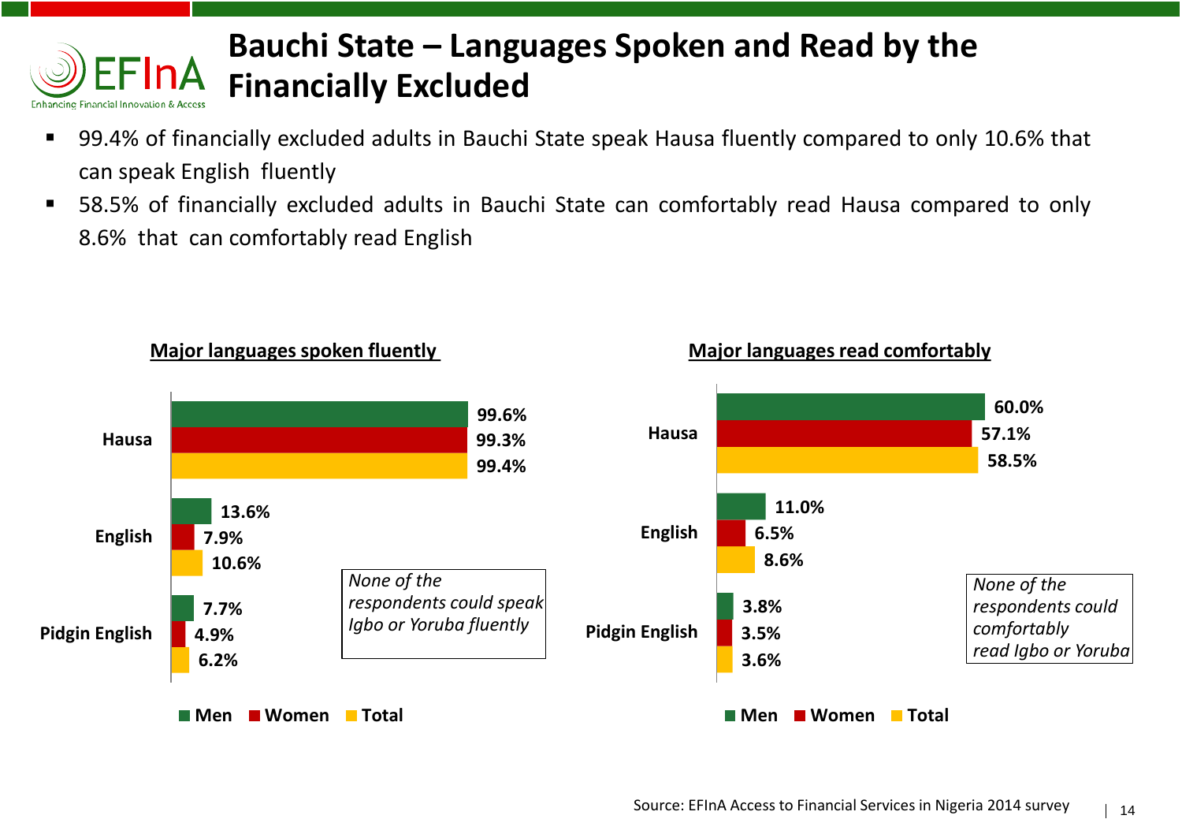# Bauchi State – Languages Spoken and Read by the Financially Excluded

- 99.4% of financially excluded adults in Bauchi State speak Hausa fluently compared to only 10.6% that can speak English fluently
- 58.5% of financially excluded adults in Bauchi State can comfortably read Hausa compared to only 8.6% that can comfortably read English

**Major languages spoken fluently**

Hausa
99.6%
99.3%
99.4%

English
13.6%
7.9%
10.6%

Pidgin English
7.7%
4.9%
6.2%

*None of the respondents could speak Igbo or Yoruba fluently*

Men Women Total

**Major languages read comfortably**

Hausa
60.0%
57.1%
58.5%

English
11.0%
6.5%
8.6%

Pidgin English
3.8%
3.5%
3.6%

*None of the respondents could comfortably read Igbo or Yoruba*

Men Women Total

Source: EFInA Access to Financial Services in Nigeria 2014 survey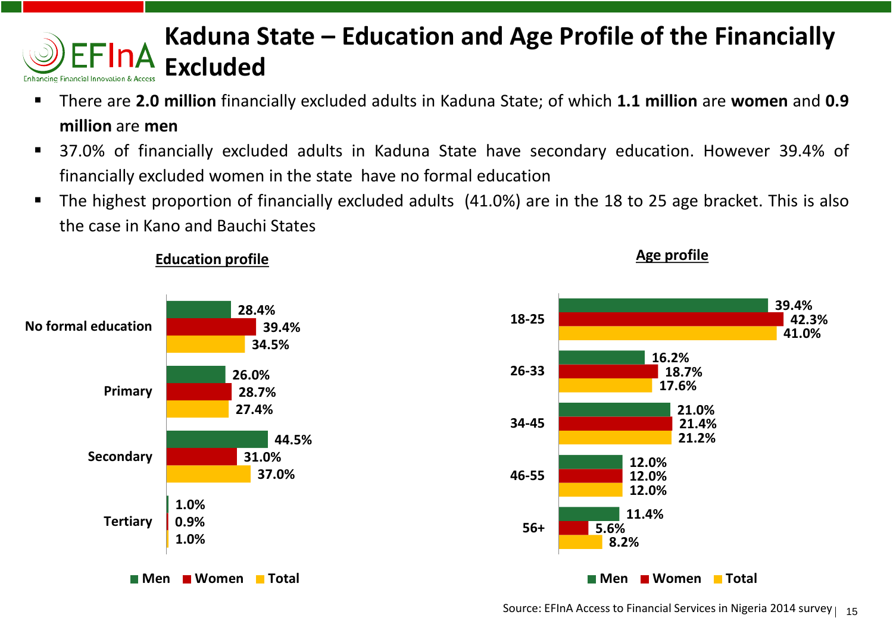# Kaduna State – Education and Age Profile of the Financially Excluded

- There are **2.0 million** financially excluded adults in Kaduna State; of which **1.1 million** are **women** and **0.9 million** are **men**
- 37.0% of financially excluded adults in Kaduna State have secondary education. However 39.4% of financially excluded women in the state have no formal education
- The highest proportion of financially excluded adults (41.0%) are in the 18 to 25 age bracket. This is also the case in Kano and Bauchi States

**Education profile**

No formal education: 28.4%, 39.4%, 34.5%
Primary: 26.0%, 28.7%, 27.4%
Secondary: 44.5%, 31.0%, 37.0%
Tertiary: 1.0%, 0.9%, 1.0%

Men, Women, Total

**Age profile**

18-25: 39.4%, 42.3%, 41.0%
26-33: 16.2%, 18.7%, 17.6%
34-45: 21.0%, 21.4%, 21.2%
46-55: 12.0%, 12.0%, 12.0%
56+: 11.4%, 5.6%, 8.2%

Men, Women, Total

Source: EFInA Access to Financial Services in Nigeria 2014 survey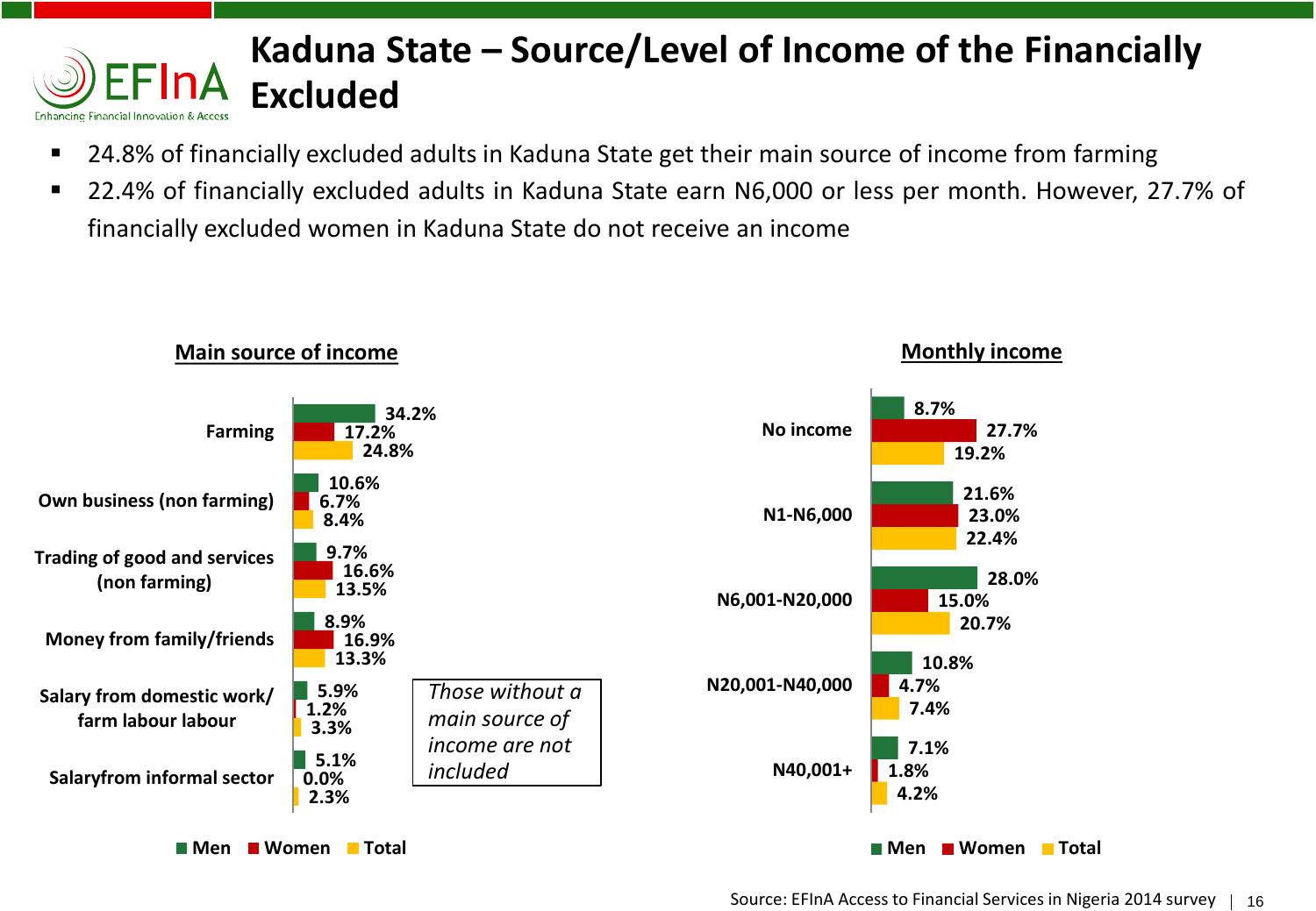# Kaduna State – Source/Level of Income of the Financially Excluded

- 24.8% of financially excluded adults in Kaduna State get their main source of income from farming
- 22.4% of financially excluded adults in Kaduna State earn N6,000 or less per month. However, 27.7% of financially excluded women in Kaduna State do not receive an income

**Main source of income**

Farming
34.2%
17.2%
24.8%

Own business (non farming)
10.6%
6.7%
8.4%

Trading of good and services (non farming)
9.7%
16.6%
13.5%

Money from family/friends
8.9%
16.9%
13.3%

Salary from domestic work/ farm labour labour
5.9%
1.2%
3.3%

Salaryfrom informal sector
5.1%
0.0%
2.3%

*Those without a main source of income are not included*

Men Women Total

**Monthly income**

No income
8.7%
27.7%
19.2%

N1-N6,000
21.6%
23.0%
22.4%

N6,001-N20,000
28.0%
15.0%
20.7%

N20,001-N40,000
10.8%
4.7%
7.4%

N40,001+
7.1%
1.8%
4.2%

Men Women Total

Source: EFInA Access to Financial Services in Nigeria 2014 survey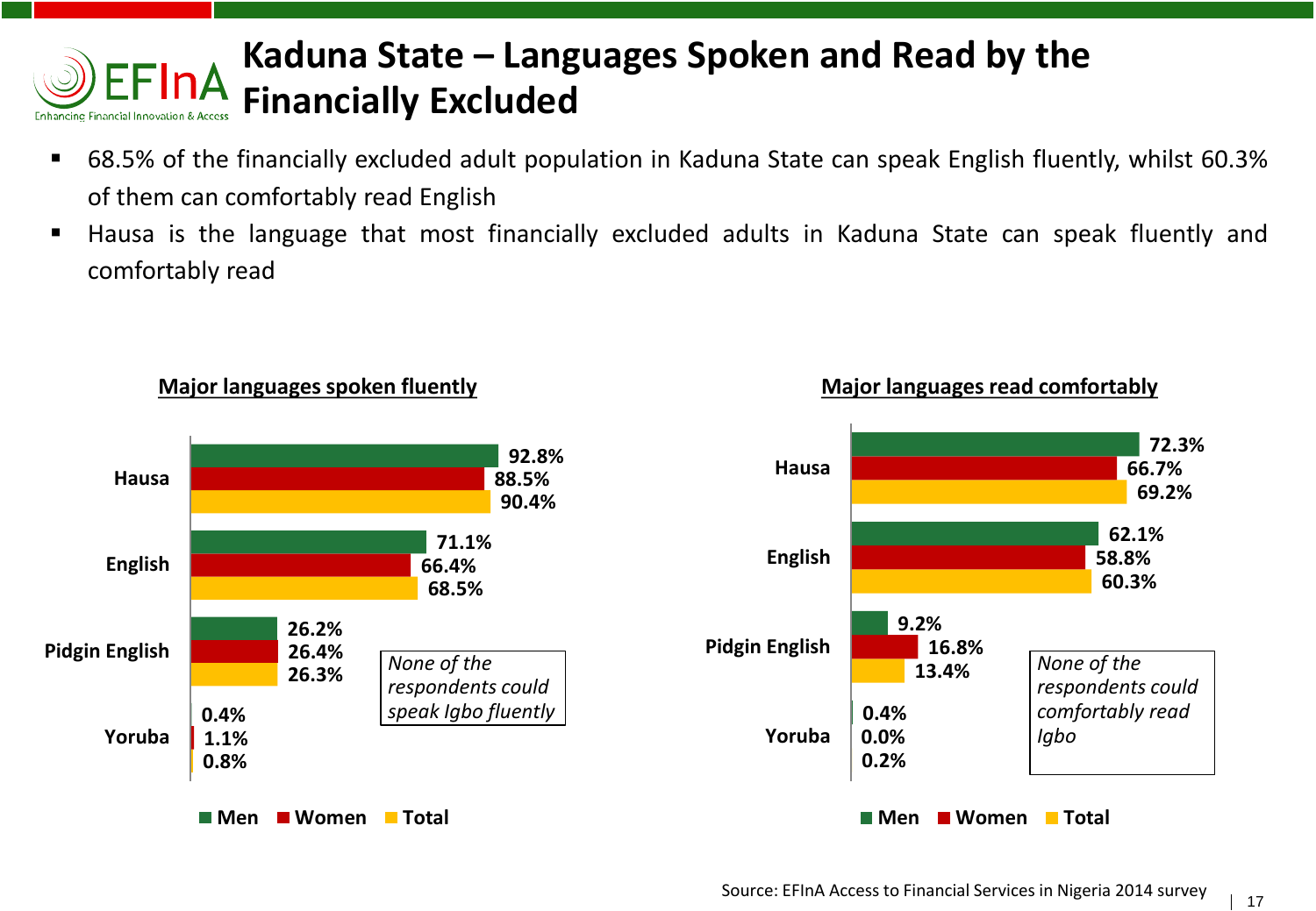# Kaduna State – Languages Spoken and Read by the Financially Excluded

- 68.5% of the financially excluded adult population in Kaduna State can speak English fluently, whilst 60.3% of them can comfortably read English
- Hausa is the language that most financially excluded adults in Kaduna State can speak fluently and comfortably read

**Major languages spoken fluently**

Hausa
92.8%
88.5%
90.4%

English
71.1%
66.4%
68.5%

Pidgin English
26.2%
26.4%
26.3%

Yoruba
0.4%
1.1%
0.8%

*None of the respondents could speak Igbo fluently*

Men Women Total

**Major languages read comfortably**

Hausa
72.3%
66.7%
69.2%

English
62.1%
58.8%
60.3%

Pidgin English
9.2%
16.8%
13.4%

Yoruba
0.4%
0.0%
0.2%

*None of the respondents could comfortably read Igbo*

Men Women Total

Source: EFInA Access to Financial Services in Nigeria 2014 survey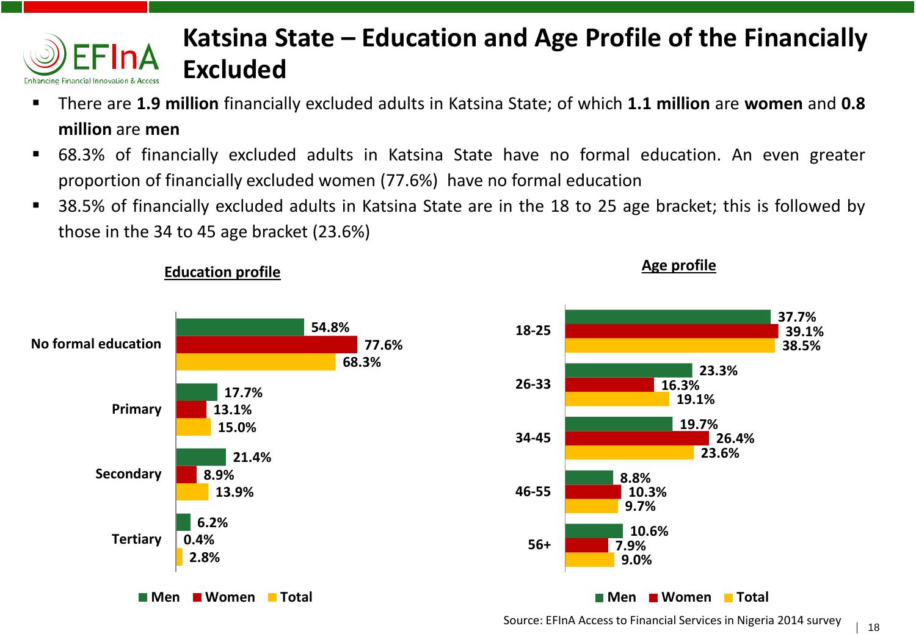# Katsina State – Education and Age Profile of the Financially Excluded

- There are **1.9 million** financially excluded adults in Katsina State; of which **1.1 million** are **women** and **0.8 million** are **men**
- 68.3% of financially excluded adults in Katsina State have no formal education. An even greater proportion of financially excluded women (77.6%) have no formal education
- 38.5% of financially excluded adults in Katsina State are in the 18 to 25 age bracket; this is followed by those in the 34 to 45 age bracket (23.6%)

**Education profile**

No formal education: 54.8%, 77.6%, 68.3%
Primary: 17.7%, 13.1%, 15.0%
Secondary: 21.4%, 8.9%, 13.9%
Tertiary: 6.2%, 0.4%, 2.8%

Men, Women, Total

**Age profile**

18-25: 37.7%, 39.1%, 38.5%
26-33: 23.3%, 16.3%, 19.1%
34-45: 19.7%, 26.4%, 23.6%
46-55: 8.8%, 10.3%, 9.7%
56+: 10.6%, 7.9%, 9.0%

Men, Women, Total

Source: EFInA Access to Financial Services in Nigeria 2014 survey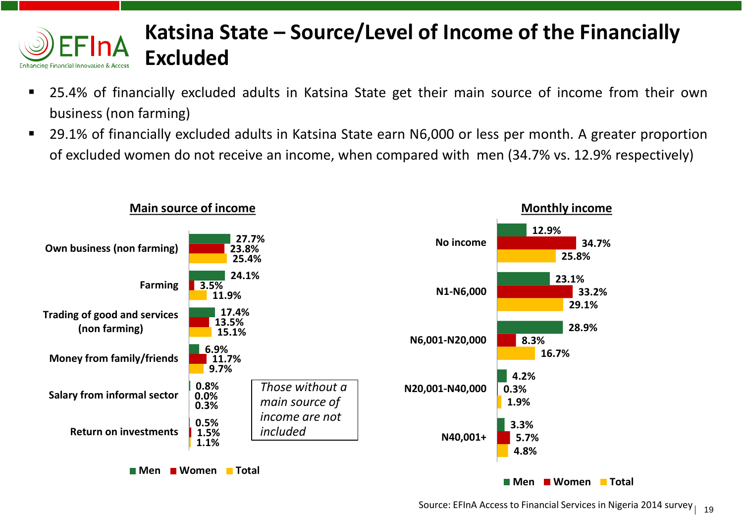# Katsina State – Source/Level of Income of the Financially Excluded

- 25.4% of financially excluded adults in Katsina State get their main source of income from their own business (non farming)
- 29.1% of financially excluded adults in Katsina State earn N6,000 or less per month. A greater proportion of excluded women do not receive an income, when compared with men (34.7% vs. 12.9% respectively)

**Main source of income**

Own business (non farming) 27.7% 23.8% 25.4%
Farming 24.1% 3.5% 11.9%
Trading of good and services (non farming) 17.4% 13.5% 15.1%
Money from family/friends 6.9% 11.7% 9.7%
Salary from informal sector 0.8% 0.0% 0.3%
Return on investments 0.5% 1.5% 1.1%

*Those without a main source of income are not included*

Men Women Total

**Monthly income**

No income 12.9% 34.7% 25.8%
N1-N6,000 23.1% 33.2% 29.1%
N6,001-N20,000 28.9% 8.3% 16.7%
N20,001-N40,000 4.2% 0.3% 1.9%
N40,001+ 3.3% 5.7% 4.8%

Men Women Total

Source: EFInA Access to Financial Services in Nigeria 2014 survey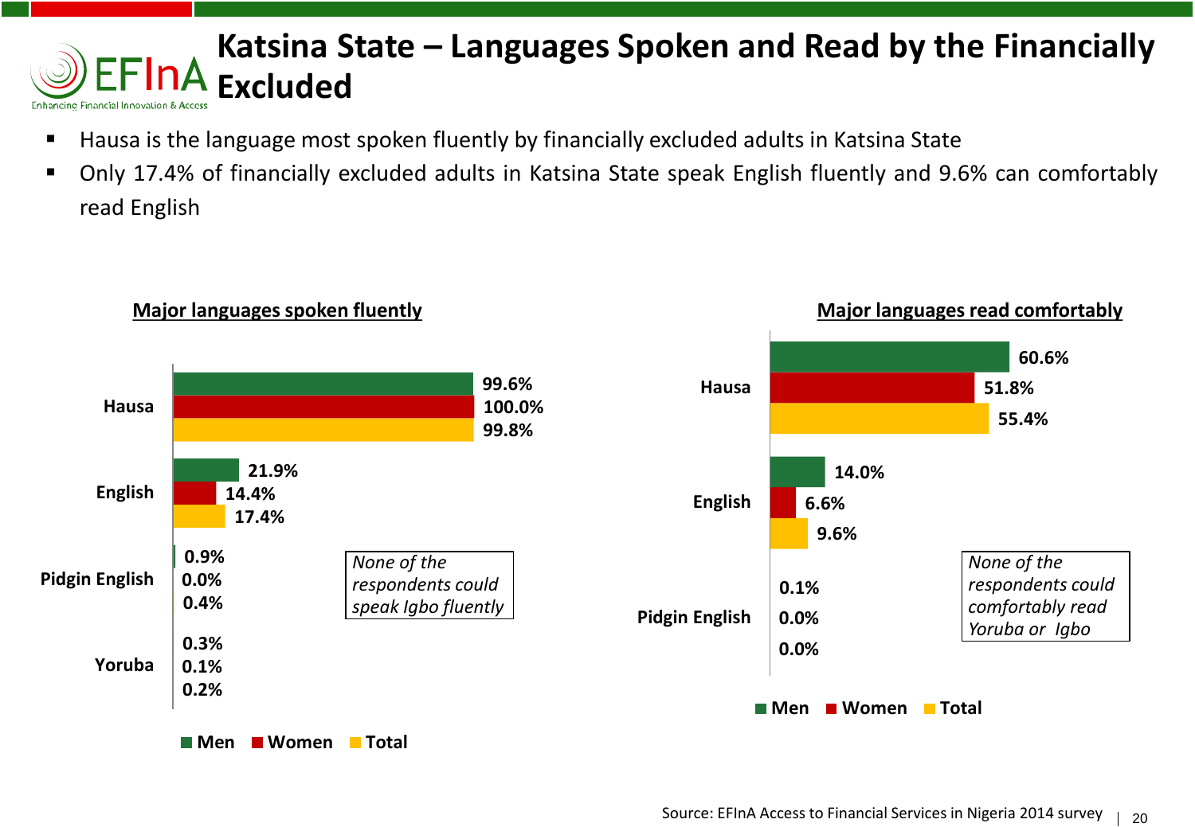# Katsina State – Languages Spoken and Read by the Financially Excluded

- Hausa is the language most spoken fluently by financially excluded adults in Katsina State
- Only 17.4% of financially excluded adults in Katsina State speak English fluently and 9.6% can comfortably read English

**Major languages spoken fluently**

Hausa
99.6%
100.0%
99.8%

English
21.9%
14.4%
17.4%

Pidgin English
0.9%
0.0%
0.4%

Yoruba
0.3%
0.1%
0.2%

*None of the respondents could speak Igbo fluently*

Men Women Total

**Major languages read comfortably**

Hausa
60.6%
51.8%
55.4%

English
14.0%
6.6%
9.6%

Pidgin English
0.1%
0.0%
0.0%

*None of the respondents could comfortably read Yoruba or Igbo*

Men Women Total

Source: EFInA Access to Financial Services in Nigeria 2014 survey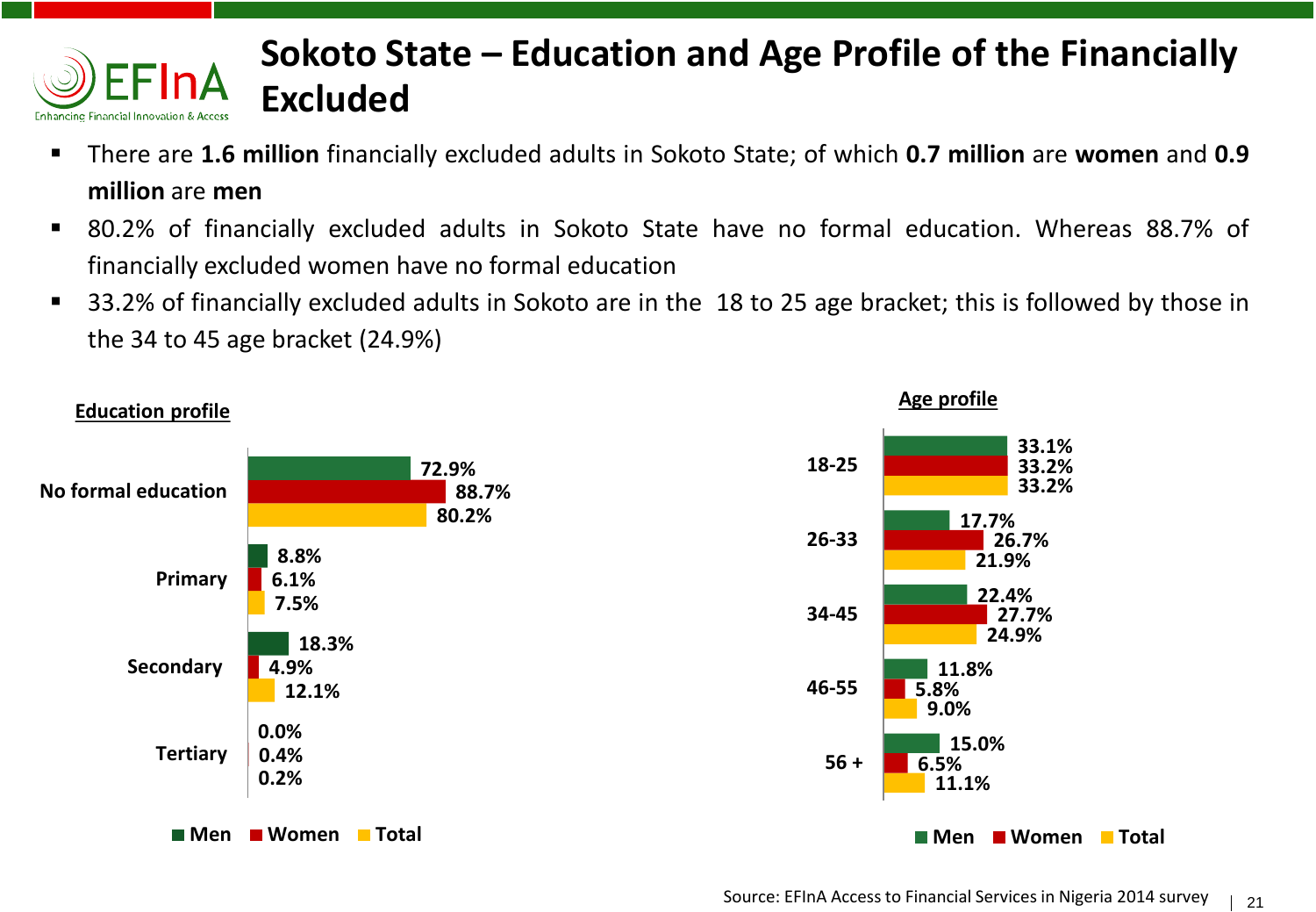# Sokoto State – Education and Age Profile of the Financially Excluded

- There are **1.6 million** financially excluded adults in Sokoto State; of which **0.7 million** are **women** and **0.9 million** are **men**
- 80.2% of financially excluded adults in Sokoto State have no formal education. Whereas 88.7% of financially excluded women have no formal education
- 33.2% of financially excluded adults in Sokoto are in the 18 to 25 age bracket; this is followed by those in the 34 to 45 age bracket (24.9%)

**Education profile**

| | Men | Women | Total |
|---|---|---|---|
| No formal education | 72.9% | 88.7% | 80.2% |
| Primary | 8.8% | 6.1% | 7.5% |
| Secondary | 18.3% | 4.9% | 12.1% |
| Tertiary | 0.0% | 0.4% | 0.2% |

**Age profile**

| | Men | Women | Total |
|---|---|---|---|
| 18-25 | 33.1% | 33.2% | 33.2% |
| 26-33 | 17.7% | 26.7% | 21.9% |
| 34-45 | 22.4% | 27.7% | 24.9% |
| 46-55 | 11.8% | 5.8% | 9.0% |
| 56 + | 15.0% | 6.5% | 11.1% |

Source: EFInA Access to Financial Services in Nigeria 2014 survey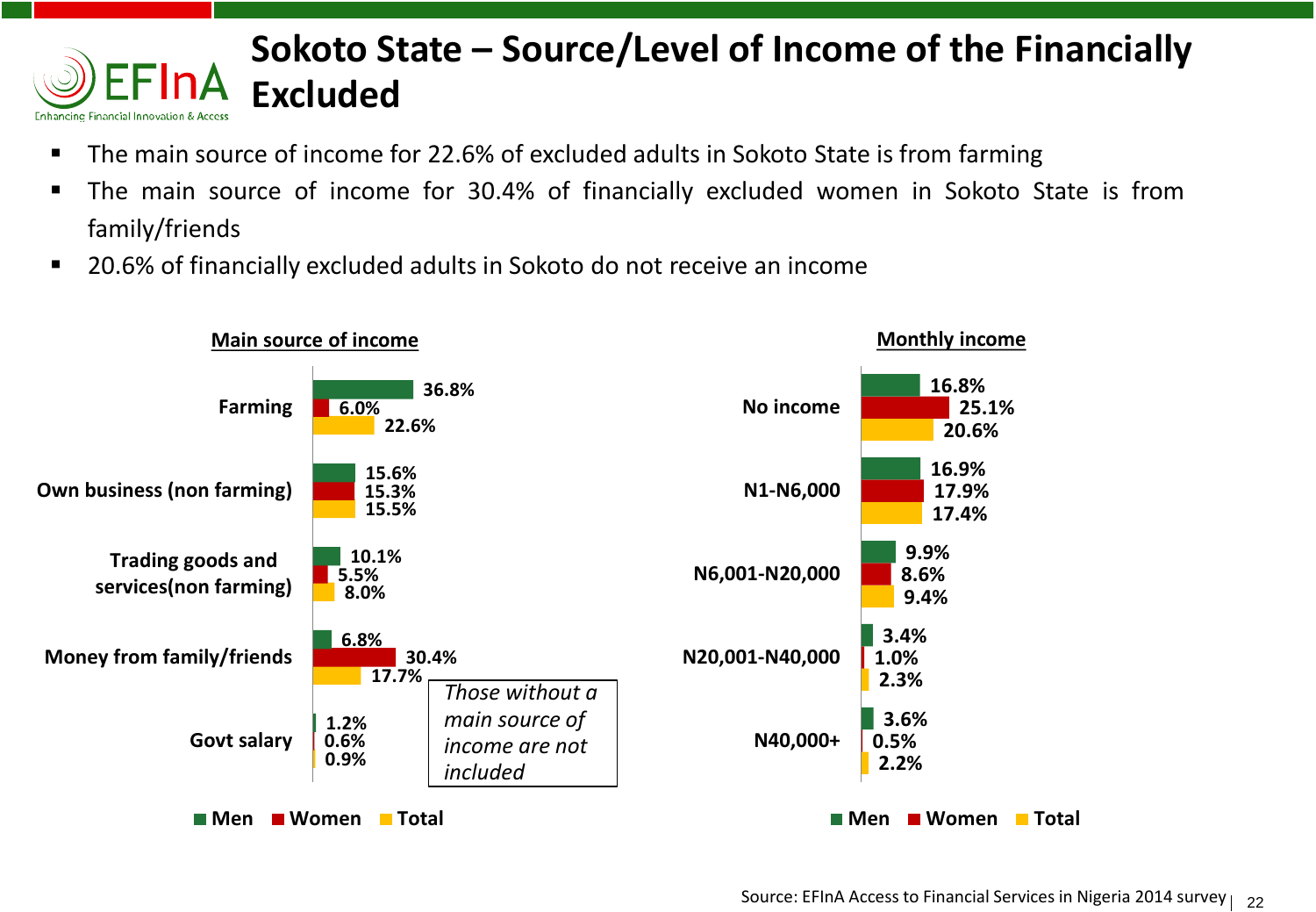# Sokoto State – Source/Level of Income of the Financially Excluded

- The main source of income for 22.6% of excluded adults in Sokoto State is from farming
- The main source of income for 30.4% of financially excluded women in Sokoto State is from family/friends
- 20.6% of financially excluded adults in Sokoto do not receive an income

**Main source of income**

Farming: 36.8%, 6.0%, 22.6%

Own business (non farming): 15.6%, 15.3%, 15.5%

Trading goods and services(non farming): 10.1%, 5.5%, 8.0%

Money from family/friends: 6.8%, 30.4%, 17.7%

Govt salary: 1.2%, 0.6%, 0.9%

*Those without a main source of income are not included*

Men, Women, Total

**Monthly income**

No income: 16.8%, 25.1%, 20.6%

N1-N6,000: 16.9%, 17.9%, 17.4%

N6,001-N20,000: 9.9%, 8.6%, 9.4%

N20,001-N40,000: 3.4%, 1.0%, 2.3%

N40,000+: 3.6%, 0.5%, 2.2%

Men, Women, Total

Source: EFInA Access to Financial Services in Nigeria 2014 survey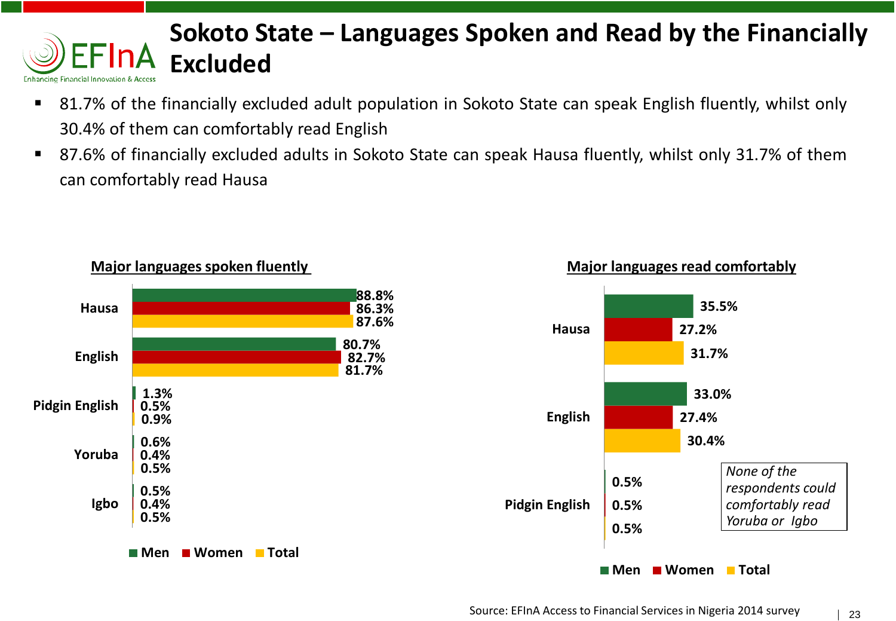# Sokoto State – Languages Spoken and Read by the Financially Excluded

- 81.7% of the financially excluded adult population in Sokoto State can speak English fluently, whilst only 30.4% of them can comfortably read English
- 87.6% of financially excluded adults in Sokoto State can speak Hausa fluently, whilst only 31.7% of them can comfortably read Hausa

**Major languages spoken fluently**

Hausa: 88.8%, 86.3%, 87.6%
English: 80.7%, 82.7%, 81.7%
Pidgin English: 1.3%, 0.5%, 0.9%
Yoruba: 0.6%, 0.4%, 0.5%
Igbo: 0.5%, 0.4%, 0.5%

Men, Women, Total

**Major languages read comfortably**

Hausa: 35.5%, 27.2%, 31.7%
English: 33.0%, 27.4%, 30.4%
Pidgin English: 0.5%, 0.5%, 0.5%

*None of the respondents could comfortably read Yoruba or Igbo*

Men, Women, Total

Source: EFInA Access to Financial Services in Nigeria 2014 survey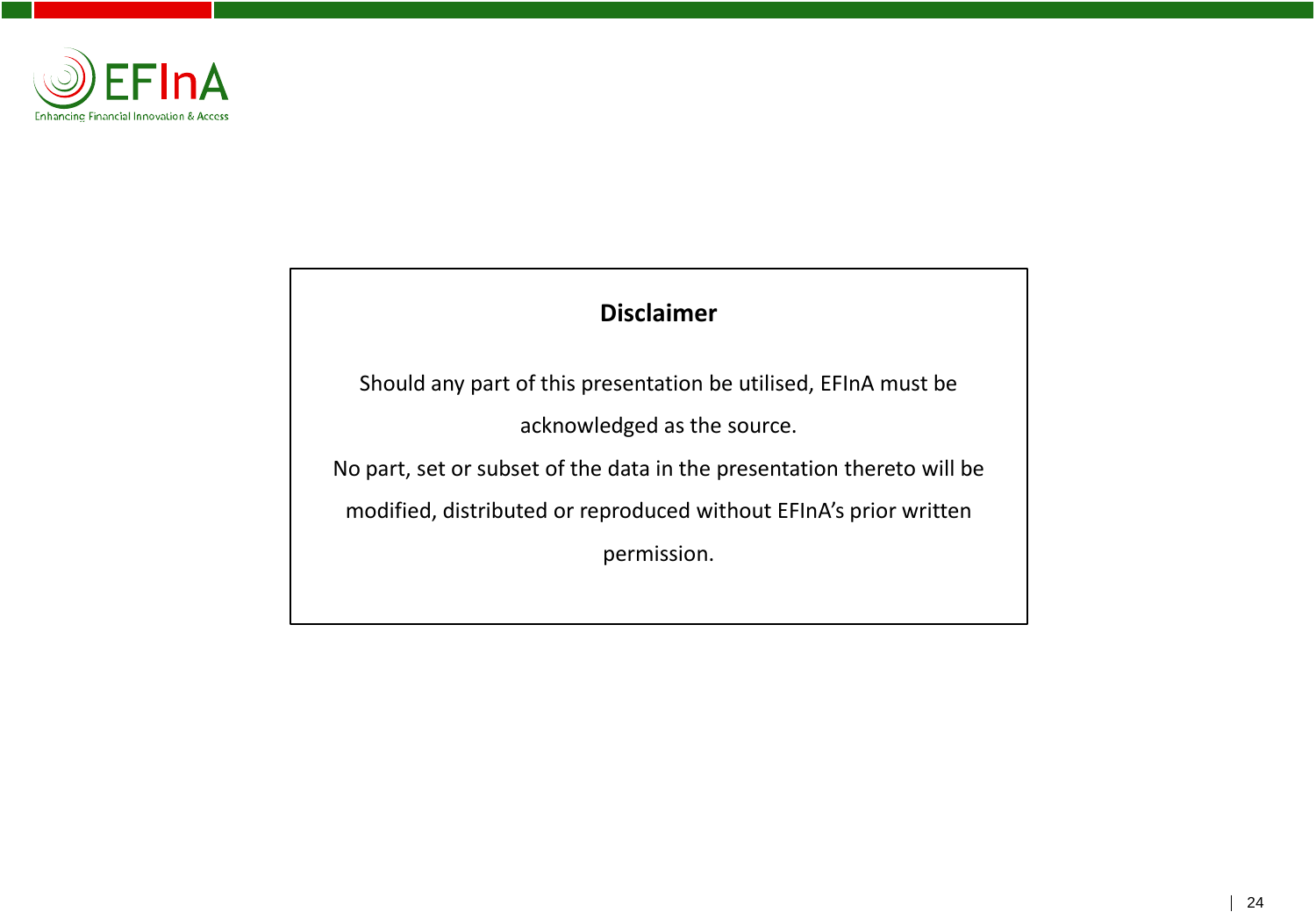EFInA

Enhancing Financial Innovation & Access

## Disclaimer

Should any part of this presentation be utilised, EFInA must be acknowledged as the source.

No part, set or subset of the data in the presentation thereto will be modified, distributed or reproduced without EFInA's prior written permission.